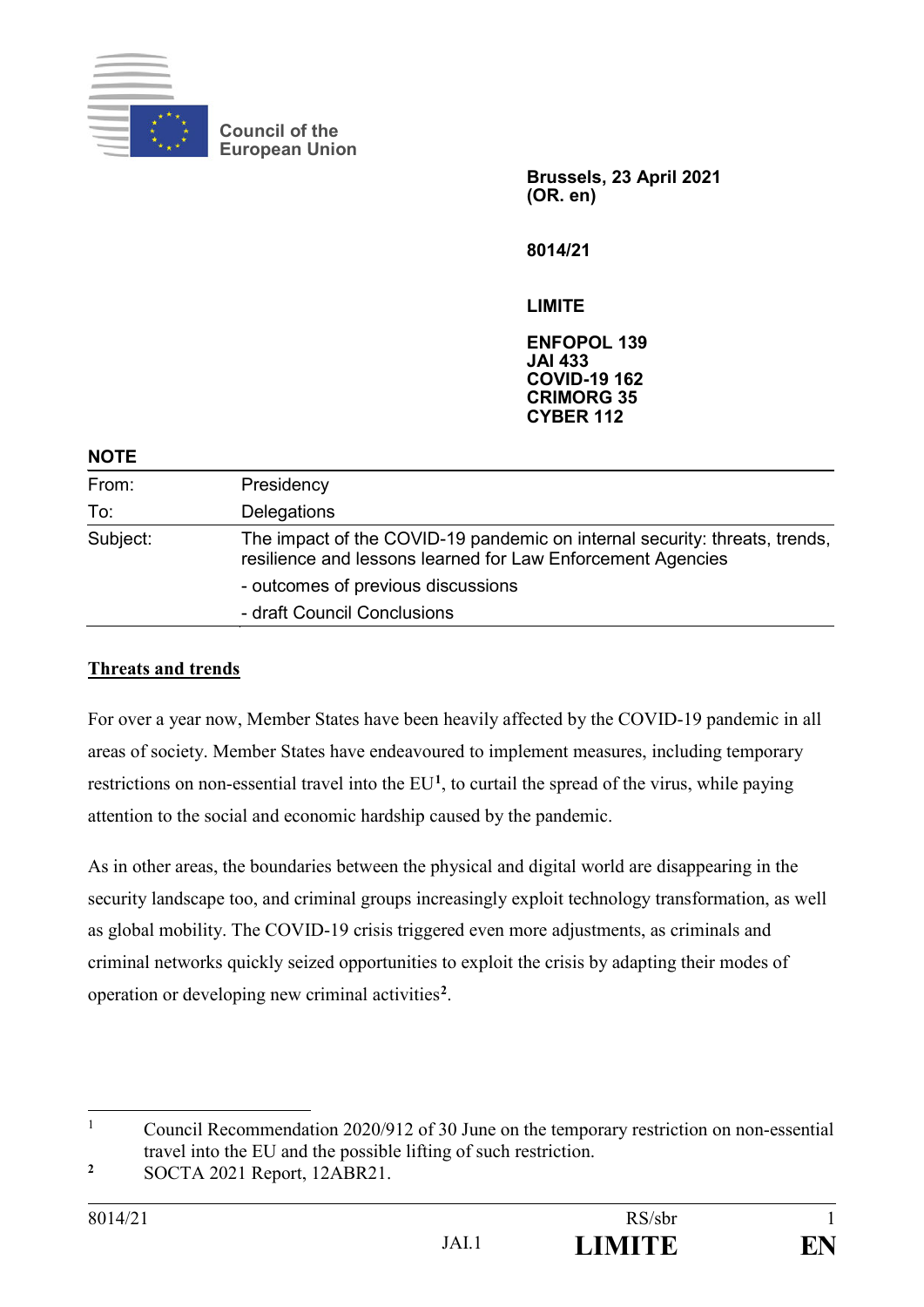Council of the European Union

**Brussels, 23 April 2021**
**(OR. en)**

**8014/21**

**LIMITE**

**ENFOPOL 139**
**JAI 433**
**COVID-19 162**
**CRIMORG 35**
**CYBER 112**

**NOTE**

| | |
|---|---|
| From: | Presidency |
| To: | Delegations |
| Subject: | The impact of the COVID-19 pandemic on internal security: threats, trends, resilience and lessons learned for Law Enforcement Agencies<br>- outcomes of previous discussions<br>- draft Council Conclusions |

## Threats and trends

For over a year now, Member States have been heavily affected by the COVID-19 pandemic in all areas of society. Member States have endeavoured to implement measures, including temporary restrictions on non-essential travel into the EU[1], to curtail the spread of the virus, while paying attention to the social and economic hardship caused by the pandemic.

As in other areas, the boundaries between the physical and digital world are disappearing in the security landscape too, and criminal groups increasingly exploit technology transformation, as well as global mobility. The COVID-19 crisis triggered even more adjustments, as criminals and criminal networks quickly seized opportunities to exploit the crisis by adapting their modes of operation or developing new criminal activities[2].

[1] Council Recommendation 2020/912 of 30 June on the temporary restriction on non-essential travel into the EU and the possible lifting of such restriction.

[2] SOCTA 2021 Report, 12ABR21.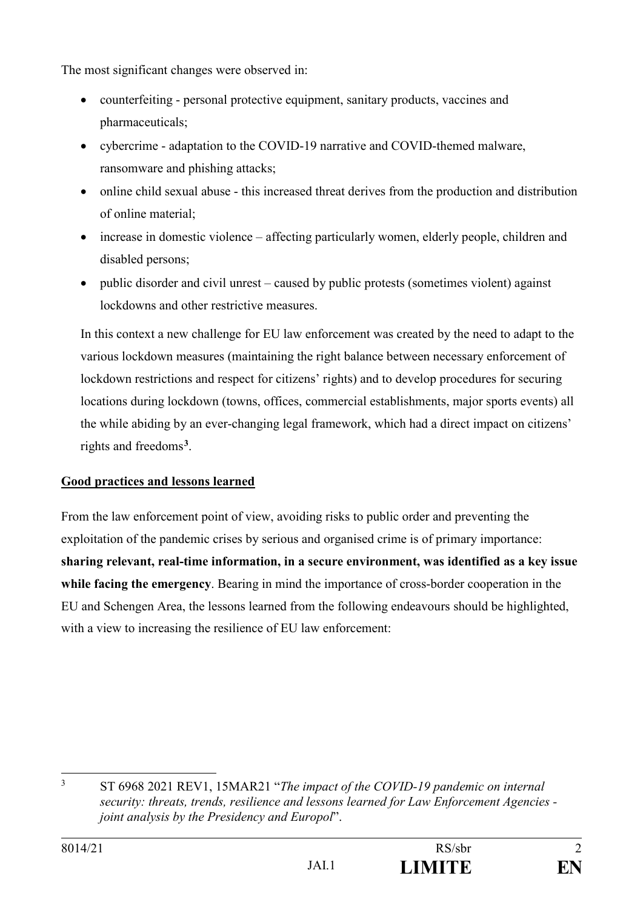The most significant changes were observed in:

- counterfeiting - personal protective equipment, sanitary products, vaccines and pharmaceuticals;
- cybercrime - adaptation to the COVID-19 narrative and COVID-themed malware, ransomware and phishing attacks;
- online child sexual abuse - this increased threat derives from the production and distribution of online material;
- increase in domestic violence – affecting particularly women, elderly people, children and disabled persons;
- public disorder and civil unrest – caused by public protests (sometimes violent) against lockdowns and other restrictive measures.

In this context a new challenge for EU law enforcement was created by the need to adapt to the various lockdown measures (maintaining the right balance between necessary enforcement of lockdown restrictions and respect for citizens' rights) and to develop procedures for securing locations during lockdown (towns, offices, commercial establishments, major sports events) all the while abiding by an ever-changing legal framework, which had a direct impact on citizens' rights and freedoms[3].

**Good practices and lessons learned**

From the law enforcement point of view, avoiding risks to public order and preventing the exploitation of the pandemic crises by serious and organised crime is of primary importance: **sharing relevant, real-time information, in a secure environment, was identified as a key issue while facing the emergency**. Bearing in mind the importance of cross-border cooperation in the EU and Schengen Area, the lessons learned from the following endeavours should be highlighted, with a view to increasing the resilience of EU law enforcement:

---

[3] ST 6968 2021 REV1, 15MAR21 "*The impact of the COVID-19 pandemic on internal security: threats, trends, resilience and lessons learned for Law Enforcement Agencies - joint analysis by the Presidency and Europol*".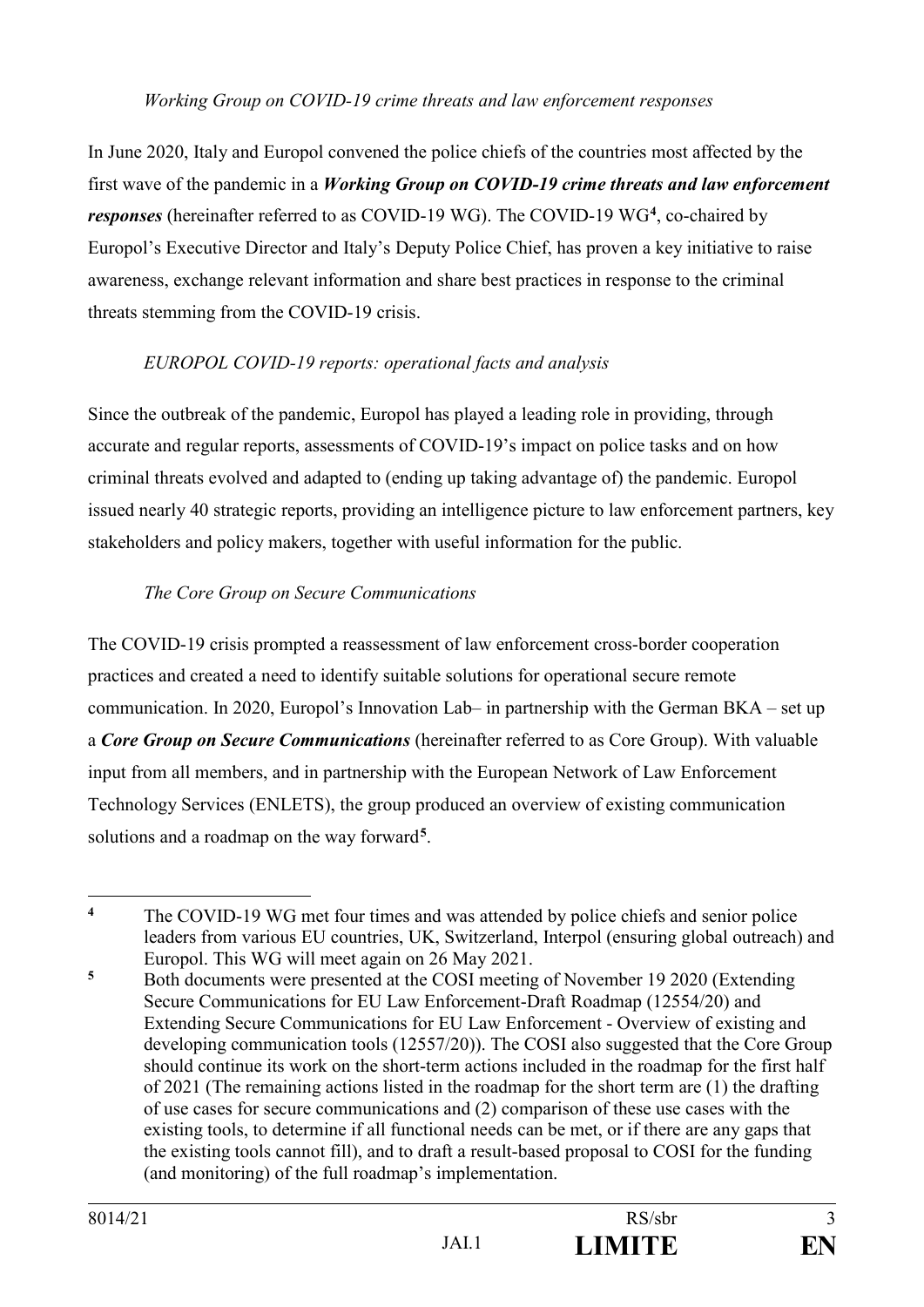*Working Group on COVID-19 crime threats and law enforcement responses*

In June 2020, Italy and Europol convened the police chiefs of the countries most affected by the first wave of the pandemic in a ***Working Group on COVID-19 crime threats and law enforcement responses*** (hereinafter referred to as COVID-19 WG). The COVID-19 WG[4], co-chaired by Europol's Executive Director and Italy's Deputy Police Chief, has proven a key initiative to raise awareness, exchange relevant information and share best practices in response to the criminal threats stemming from the COVID-19 crisis.

*EUROPOL COVID-19 reports: operational facts and analysis*

Since the outbreak of the pandemic, Europol has played a leading role in providing, through accurate and regular reports, assessments of COVID-19's impact on police tasks and on how criminal threats evolved and adapted to (ending up taking advantage of) the pandemic. Europol issued nearly 40 strategic reports, providing an intelligence picture to law enforcement partners, key stakeholders and policy makers, together with useful information for the public.

*The Core Group on Secure Communications*

The COVID-19 crisis prompted a reassessment of law enforcement cross-border cooperation practices and created a need to identify suitable solutions for operational secure remote communication. In 2020, Europol's Innovation Lab– in partnership with the German BKA – set up a ***Core Group on Secure Communications*** (hereinafter referred to as Core Group). With valuable input from all members, and in partnership with the European Network of Law Enforcement Technology Services (ENLETS), the group produced an overview of existing communication solutions and a roadmap on the way forward[5].

---

[4] The COVID-19 WG met four times and was attended by police chiefs and senior police leaders from various EU countries, UK, Switzerland, Interpol (ensuring global outreach) and Europol. This WG will meet again on 26 May 2021.

[5] Both documents were presented at the COSI meeting of November 19 2020 (Extending Secure Communications for EU Law Enforcement-Draft Roadmap (12554/20) and Extending Secure Communications for EU Law Enforcement - Overview of existing and developing communication tools (12557/20)). The COSI also suggested that the Core Group should continue its work on the short-term actions included in the roadmap for the first half of 2021 (The remaining actions listed in the roadmap for the short term are (1) the drafting of use cases for secure communications and (2) comparison of these use cases with the existing tools, to determine if all functional needs can be met, or if there are any gaps that the existing tools cannot fill), and to draft a result-based proposal to COSI for the funding (and monitoring) of the full roadmap's implementation.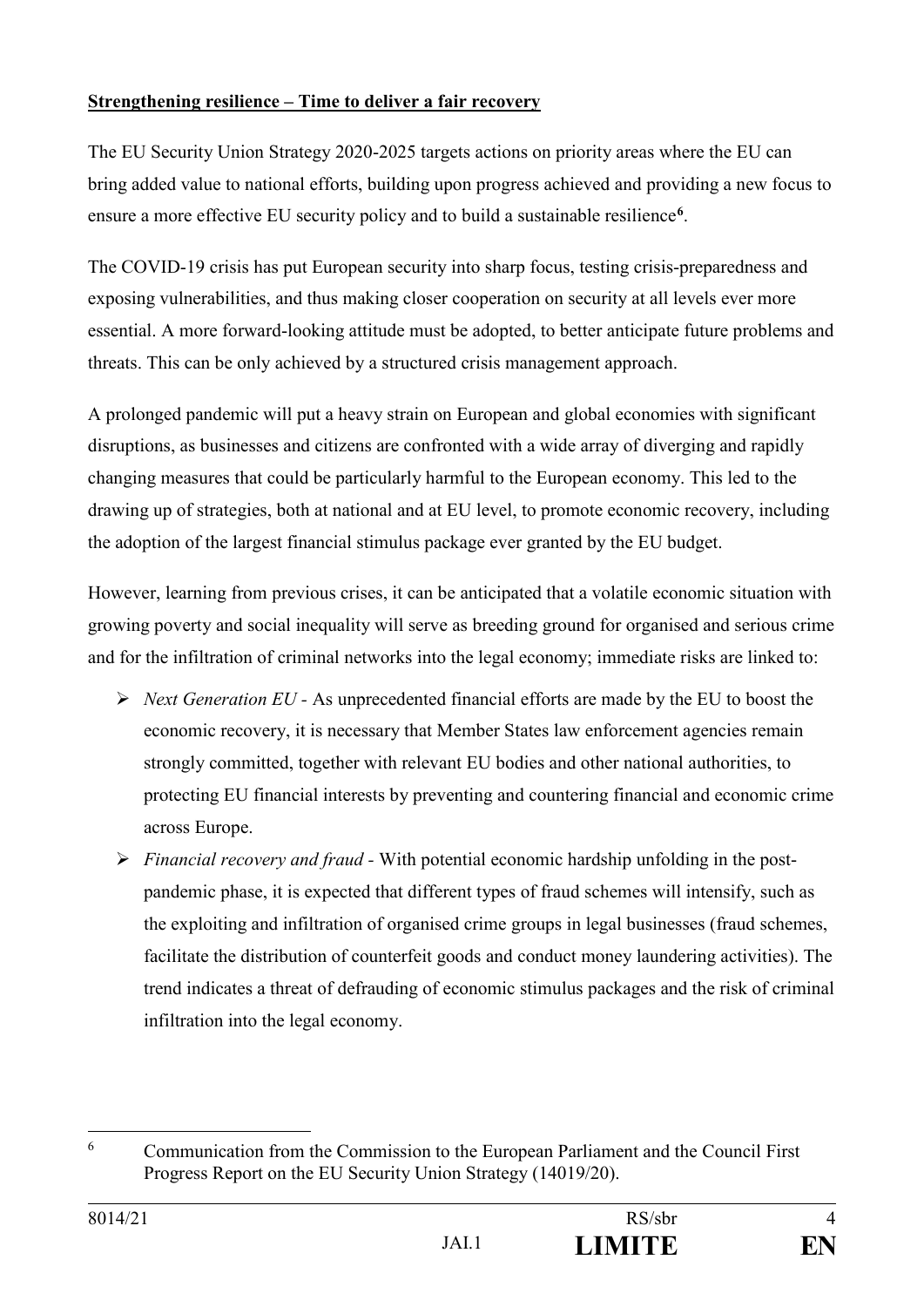**Strengthening resilience – Time to deliver a fair recovery**

The EU Security Union Strategy 2020-2025 targets actions on priority areas where the EU can bring added value to national efforts, building upon progress achieved and providing a new focus to ensure a more effective EU security policy and to build a sustainable resilience[6].

The COVID-19 crisis has put European security into sharp focus, testing crisis-preparedness and exposing vulnerabilities, and thus making closer cooperation on security at all levels ever more essential. A more forward-looking attitude must be adopted, to better anticipate future problems and threats. This can be only achieved by a structured crisis management approach.

A prolonged pandemic will put a heavy strain on European and global economies with significant disruptions, as businesses and citizens are confronted with a wide array of diverging and rapidly changing measures that could be particularly harmful to the European economy. This led to the drawing up of strategies, both at national and at EU level, to promote economic recovery, including the adoption of the largest financial stimulus package ever granted by the EU budget.

However, learning from previous crises, it can be anticipated that a volatile economic situation with growing poverty and social inequality will serve as breeding ground for organised and serious crime and for the infiltration of criminal networks into the legal economy; immediate risks are linked to:

- *Next Generation EU* - As unprecedented financial efforts are made by the EU to boost the economic recovery, it is necessary that Member States law enforcement agencies remain strongly committed, together with relevant EU bodies and other national authorities, to protecting EU financial interests by preventing and countering financial and economic crime across Europe.
- *Financial recovery and fraud* - With potential economic hardship unfolding in the post-pandemic phase, it is expected that different types of fraud schemes will intensify, such as the exploiting and infiltration of organised crime groups in legal businesses (fraud schemes, facilitate the distribution of counterfeit goods and conduct money laundering activities). The trend indicates a threat of defrauding of economic stimulus packages and the risk of criminal infiltration into the legal economy.

---

[6] Communication from the Commission to the European Parliament and the Council First Progress Report on the EU Security Union Strategy (14019/20).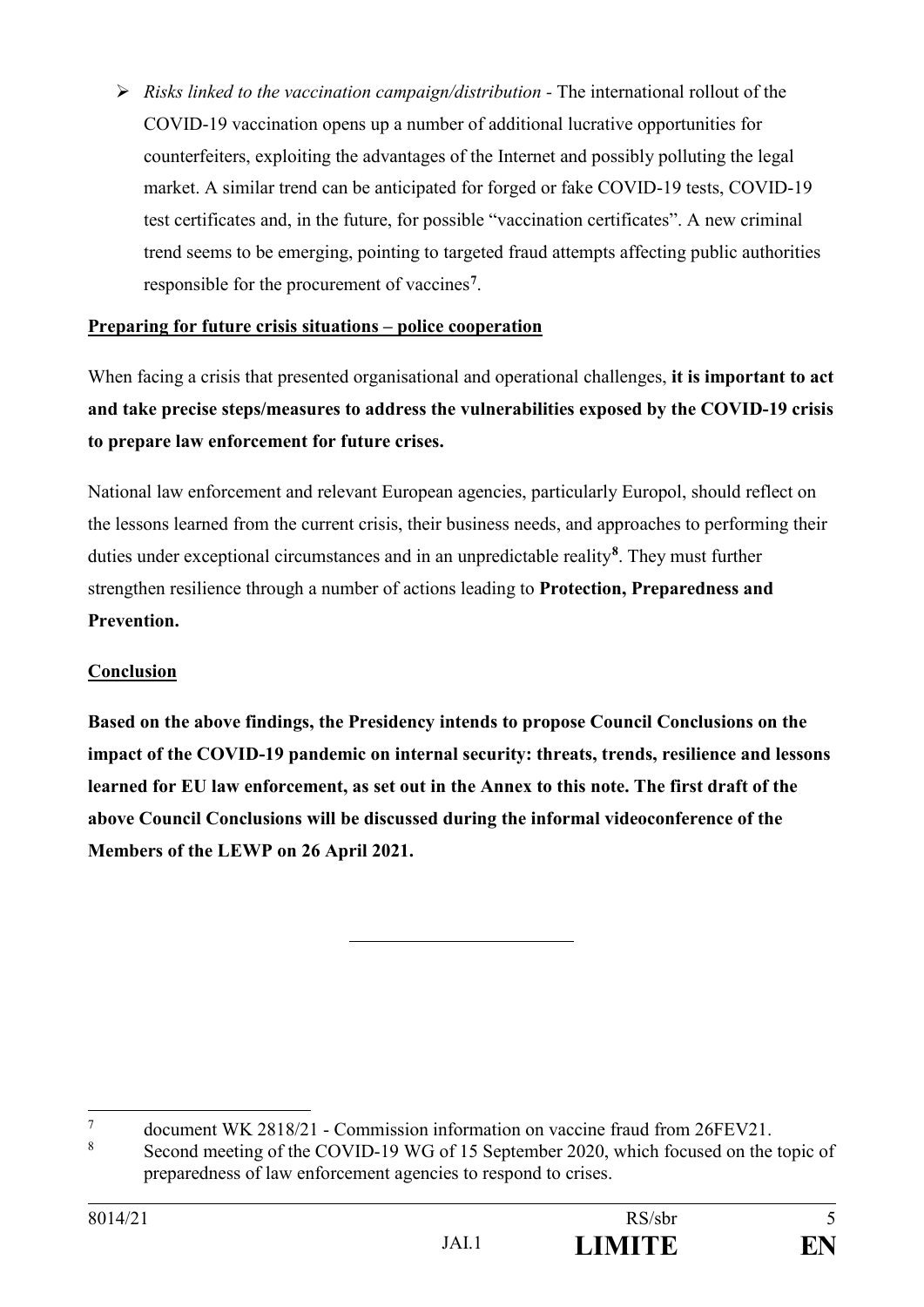- *Risks linked to the vaccination campaign/distribution* - The international rollout of the COVID-19 vaccination opens up a number of additional lucrative opportunities for counterfeiters, exploiting the advantages of the Internet and possibly polluting the legal market. A similar trend can be anticipated for forged or fake COVID-19 tests, COVID-19 test certificates and, in the future, for possible "vaccination certificates". A new criminal trend seems to be emerging, pointing to targeted fraud attempts affecting public authorities responsible for the procurement of vaccines[7].

**Preparing for future crisis situations – police cooperation**

When facing a crisis that presented organisational and operational challenges, **it is important to act and take precise steps/measures to address the vulnerabilities exposed by the COVID-19 crisis to prepare law enforcement for future crises.**

National law enforcement and relevant European agencies, particularly Europol, should reflect on the lessons learned from the current crisis, their business needs, and approaches to performing their duties under exceptional circumstances and in an unpredictable reality[8]. They must further strengthen resilience through a number of actions leading to **Protection, Preparedness and Prevention.**

**Conclusion**

**Based on the above findings, the Presidency intends to propose Council Conclusions on the impact of the COVID-19 pandemic on internal security: threats, trends, resilience and lessons learned for EU law enforcement, as set out in the Annex to this note. The first draft of the above Council Conclusions will be discussed during the informal videoconference of the Members of the LEWP on 26 April 2021.**

---

[7] document WK 2818/21 - Commission information on vaccine fraud from 26FEV21.

[8] Second meeting of the COVID-19 WG of 15 September 2020, which focused on the topic of preparedness of law enforcement agencies to respond to crises.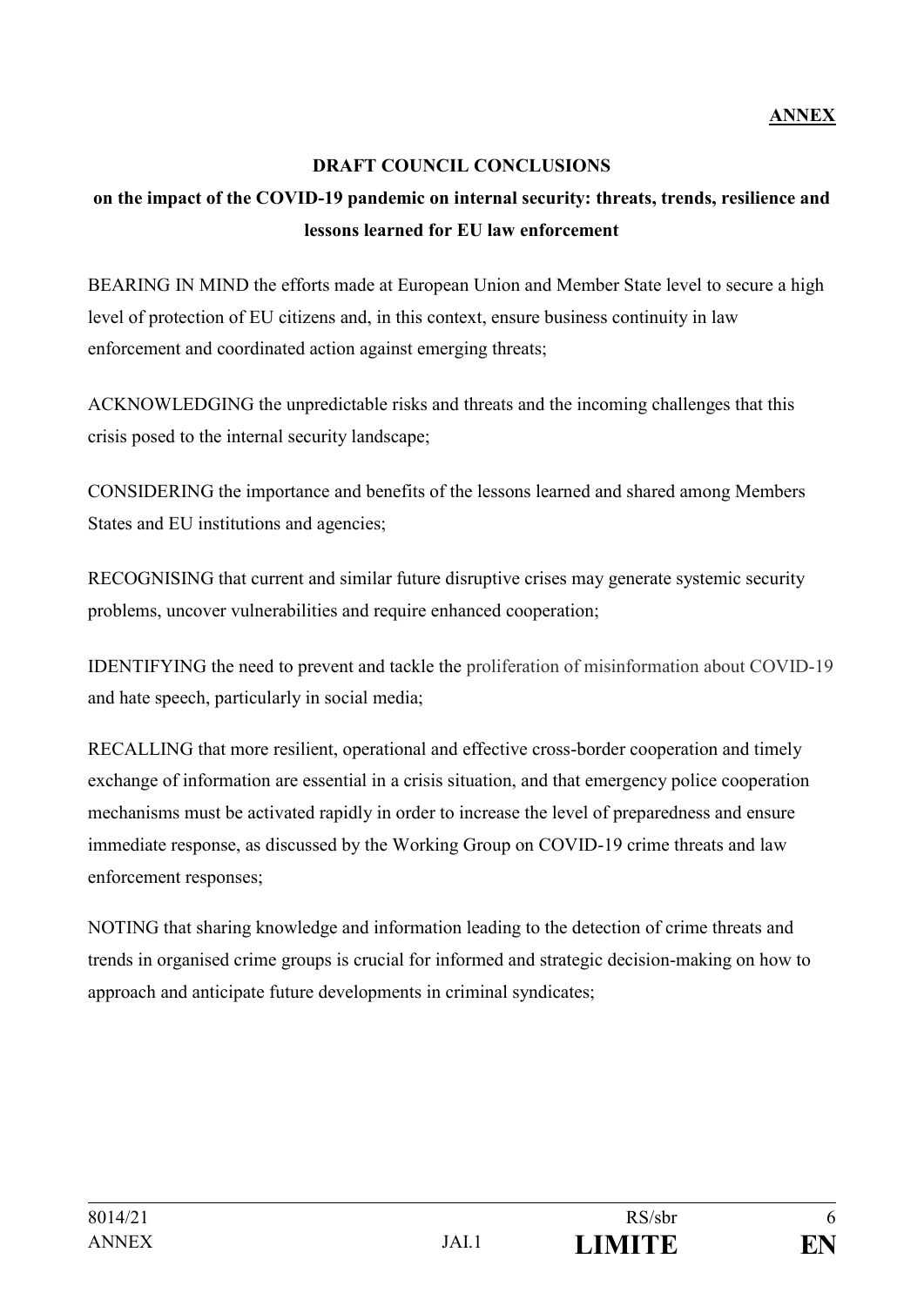**ANNEX**

**DRAFT COUNCIL CONCLUSIONS**

**on the impact of the COVID-19 pandemic on internal security: threats, trends, resilience and lessons learned for EU law enforcement**

BEARING IN MIND the efforts made at European Union and Member State level to secure a high level of protection of EU citizens and, in this context, ensure business continuity in law enforcement and coordinated action against emerging threats;

ACKNOWLEDGING the unpredictable risks and threats and the incoming challenges that this crisis posed to the internal security landscape;

CONSIDERING the importance and benefits of the lessons learned and shared among Members States and EU institutions and agencies;

RECOGNISING that current and similar future disruptive crises may generate systemic security problems, uncover vulnerabilities and require enhanced cooperation;

IDENTIFYING the need to prevent and tackle the proliferation of misinformation about COVID-19 and hate speech, particularly in social media;

RECALLING that more resilient, operational and effective cross-border cooperation and timely exchange of information are essential in a crisis situation, and that emergency police cooperation mechanisms must be activated rapidly in order to increase the level of preparedness and ensure immediate response, as discussed by the Working Group on COVID-19 crime threats and law enforcement responses;

NOTING that sharing knowledge and information leading to the detection of crime threats and trends in organised crime groups is crucial for informed and strategic decision-making on how to approach and anticipate future developments in criminal syndicates;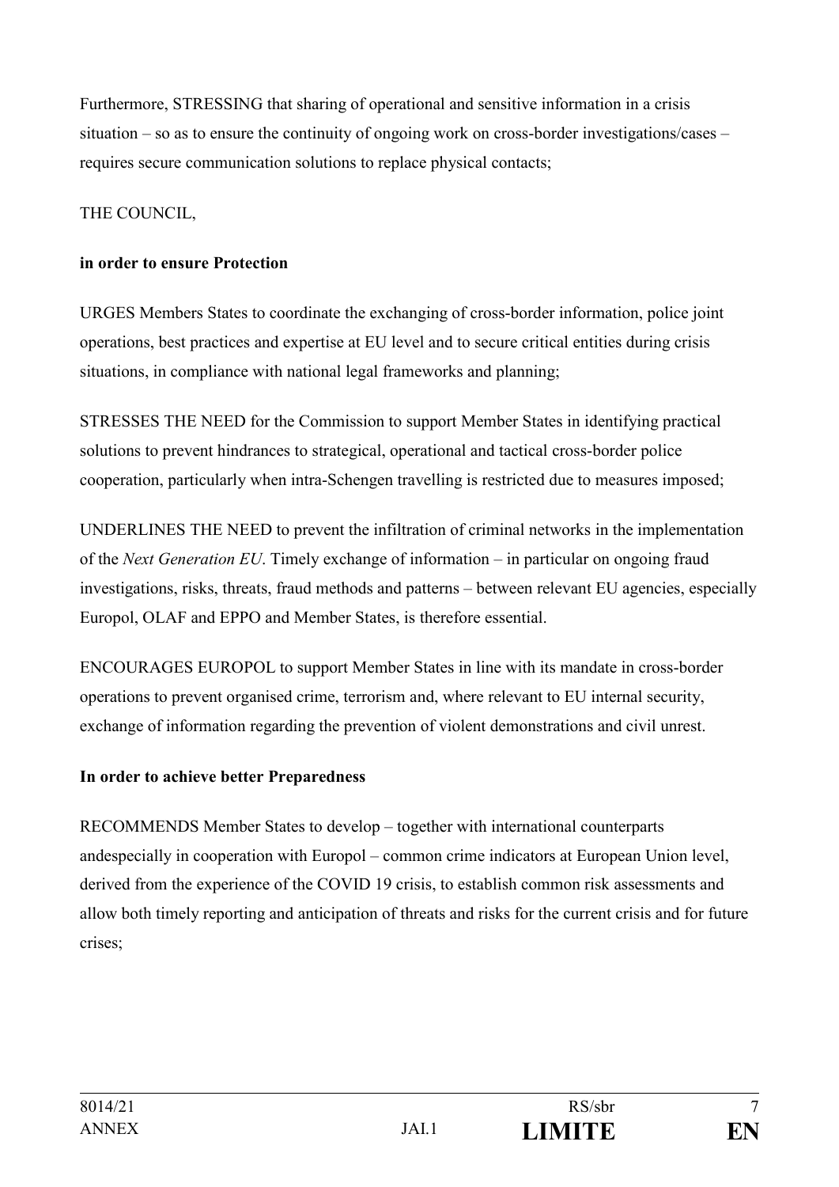Furthermore, STRESSING that sharing of operational and sensitive information in a crisis situation – so as to ensure the continuity of ongoing work on cross-border investigations/cases – requires secure communication solutions to replace physical contacts;

THE COUNCIL,

**in order to ensure Protection**

URGES Members States to coordinate the exchanging of cross-border information, police joint operations, best practices and expertise at EU level and to secure critical entities during crisis situations, in compliance with national legal frameworks and planning;

STRESSES THE NEED for the Commission to support Member States in identifying practical solutions to prevent hindrances to strategical, operational and tactical cross-border police cooperation, particularly when intra-Schengen travelling is restricted due to measures imposed;

UNDERLINES THE NEED to prevent the infiltration of criminal networks in the implementation of the *Next Generation EU*. Timely exchange of information – in particular on ongoing fraud investigations, risks, threats, fraud methods and patterns – between relevant EU agencies, especially Europol, OLAF and EPPO and Member States, is therefore essential.

ENCOURAGES EUROPOL to support Member States in line with its mandate in cross-border operations to prevent organised crime, terrorism and, where relevant to EU internal security, exchange of information regarding the prevention of violent demonstrations and civil unrest.

**In order to achieve better Preparedness**

RECOMMENDS Member States to develop – together with international counterparts andespecially in cooperation with Europol – common crime indicators at European Union level, derived from the experience of the COVID 19 crisis, to establish common risk assessments and allow both timely reporting and anticipation of threats and risks for the current crisis and for future crises;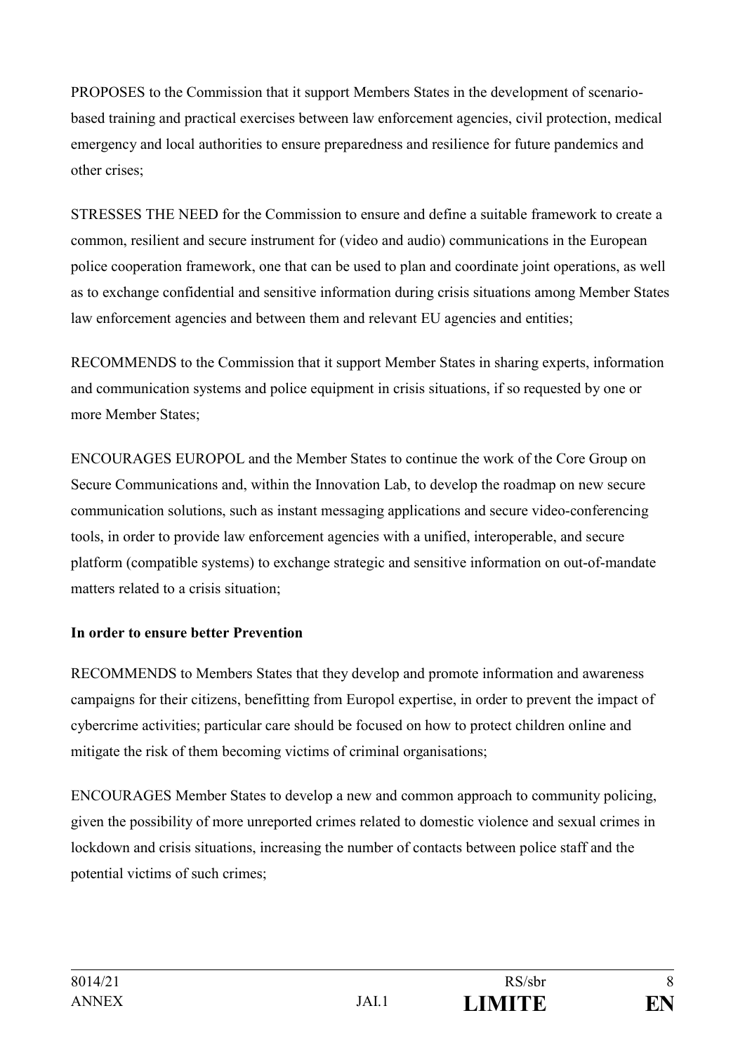PROPOSES to the Commission that it support Members States in the development of scenario-based training and practical exercises between law enforcement agencies, civil protection, medical emergency and local authorities to ensure preparedness and resilience for future pandemics and other crises;

STRESSES THE NEED for the Commission to ensure and define a suitable framework to create a common, resilient and secure instrument for (video and audio) communications in the European police cooperation framework, one that can be used to plan and coordinate joint operations, as well as to exchange confidential and sensitive information during crisis situations among Member States law enforcement agencies and between them and relevant EU agencies and entities;

RECOMMENDS to the Commission that it support Member States in sharing experts, information and communication systems and police equipment in crisis situations, if so requested by one or more Member States;

ENCOURAGES EUROPOL and the Member States to continue the work of the Core Group on Secure Communications and, within the Innovation Lab, to develop the roadmap on new secure communication solutions, such as instant messaging applications and secure video-conferencing tools, in order to provide law enforcement agencies with a unified, interoperable, and secure platform (compatible systems) to exchange strategic and sensitive information on out-of-mandate matters related to a crisis situation;

**In order to ensure better Prevention**

RECOMMENDS to Members States that they develop and promote information and awareness campaigns for their citizens, benefitting from Europol expertise, in order to prevent the impact of cybercrime activities; particular care should be focused on how to protect children online and mitigate the risk of them becoming victims of criminal organisations;

ENCOURAGES Member States to develop a new and common approach to community policing, given the possibility of more unreported crimes related to domestic violence and sexual crimes in lockdown and crisis situations, increasing the number of contacts between police staff and the potential victims of such crimes;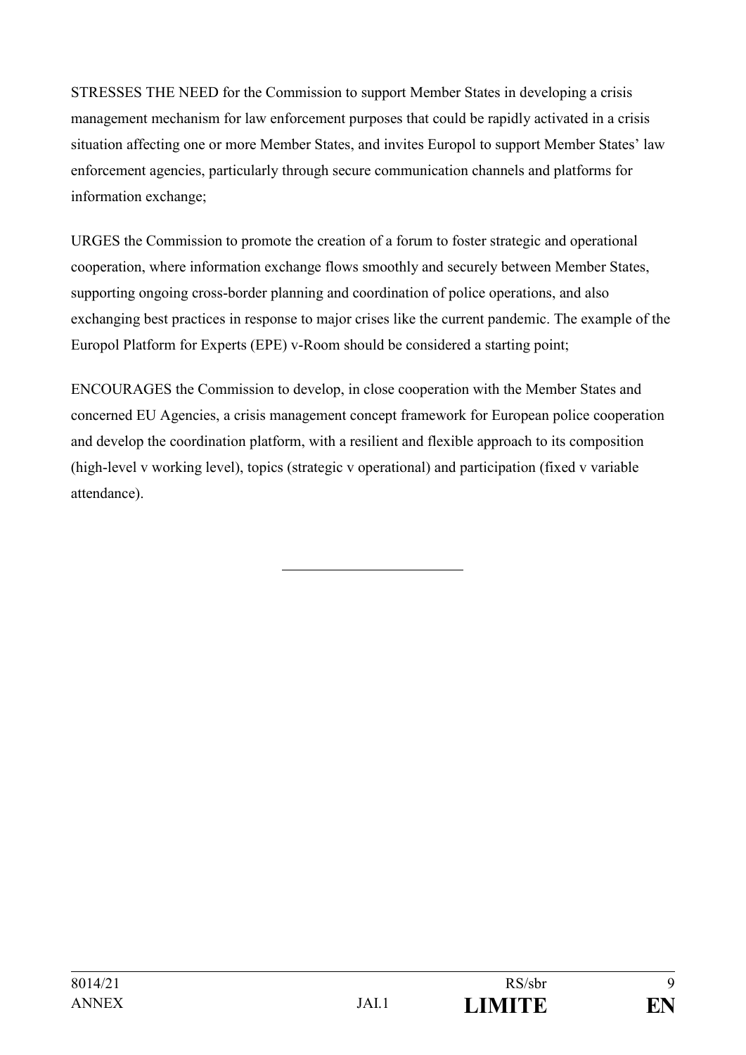STRESSES THE NEED for the Commission to support Member States in developing a crisis management mechanism for law enforcement purposes that could be rapidly activated in a crisis situation affecting one or more Member States, and invites Europol to support Member States' law enforcement agencies, particularly through secure communication channels and platforms for information exchange;

URGES the Commission to promote the creation of a forum to foster strategic and operational cooperation, where information exchange flows smoothly and securely between Member States, supporting ongoing cross-border planning and coordination of police operations, and also exchanging best practices in response to major crises like the current pandemic. The example of the Europol Platform for Experts (EPE) v-Room should be considered a starting point;

ENCOURAGES the Commission to develop, in close cooperation with the Member States and concerned EU Agencies, a crisis management concept framework for European police cooperation and develop the coordination platform, with a resilient and flexible approach to its composition (high-level v working level), topics (strategic v operational) and participation (fixed v variable attendance).